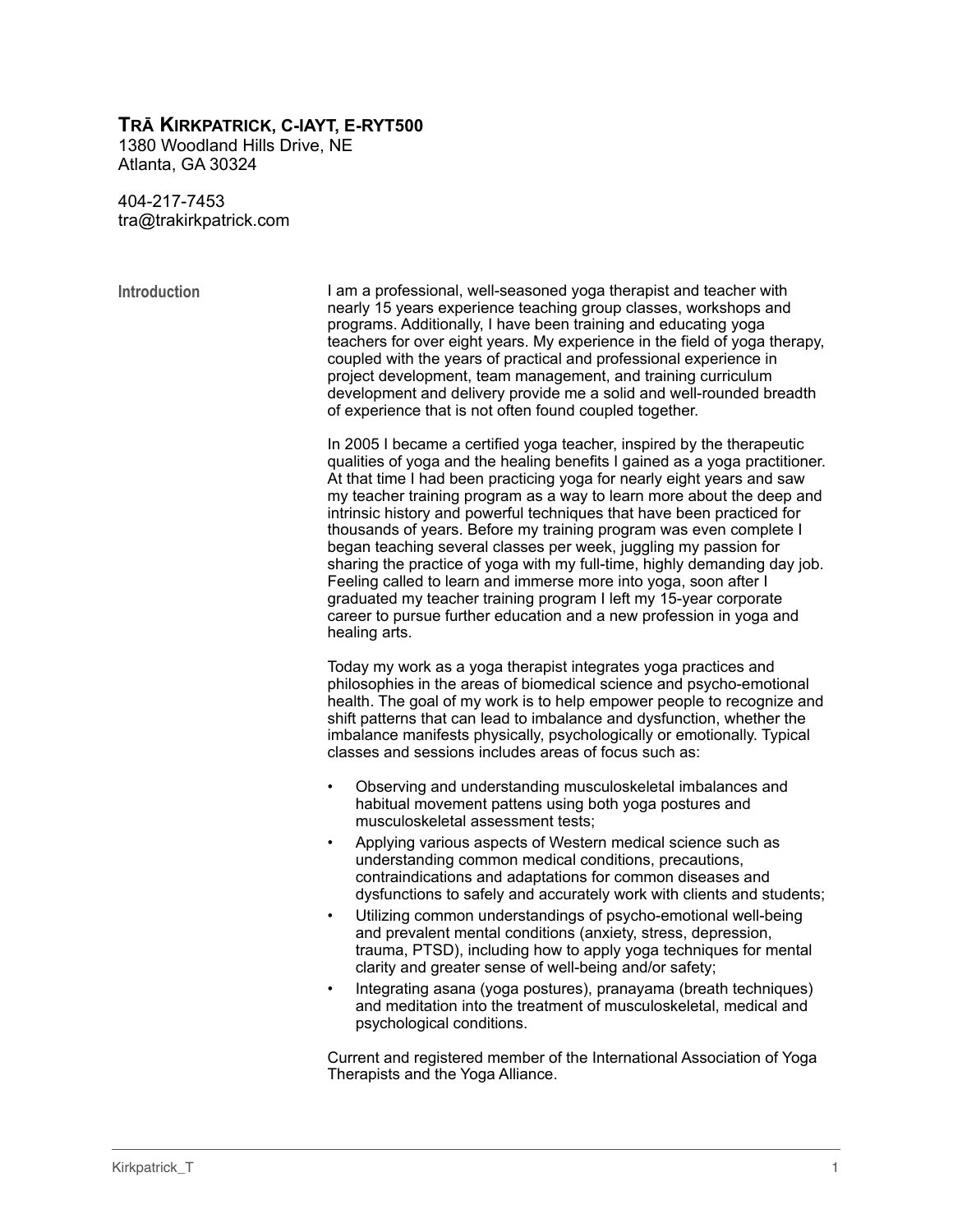# TRĀ KIRKPATRICK, C-IAYT, E-RYT500

1380 Woodland Hills Drive, NE
Atlanta, GA 30324

404-217-7453
tra@trakirkpatrick.com

## Introduction

I am a professional, well-seasoned yoga therapist and teacher with nearly 15 years experience teaching group classes, workshops and programs. Additionally, I have been training and educating yoga teachers for over eight years. My experience in the field of yoga therapy, coupled with the years of practical and professional experience in project development, team management, and training curriculum development and delivery provide me a solid and well-rounded breadth of experience that is not often found coupled together.

In 2005 I became a certified yoga teacher, inspired by the therapeutic qualities of yoga and the healing benefits I gained as a yoga practitioner. At that time I had been practicing yoga for nearly eight years and saw my teacher training program as a way to learn more about the deep and intrinsic history and powerful techniques that have been practiced for thousands of years. Before my training program was even complete I began teaching several classes per week, juggling my passion for sharing the practice of yoga with my full-time, highly demanding day job. Feeling called to learn and immerse more into yoga, soon after I graduated my teacher training program I left my 15-year corporate career to pursue further education and a new profession in yoga and healing arts.

Today my work as a yoga therapist integrates yoga practices and philosophies in the areas of biomedical science and psycho-emotional health. The goal of my work is to help empower people to recognize and shift patterns that can lead to imbalance and dysfunction, whether the imbalance manifests physically, psychologically or emotionally. Typical classes and sessions includes areas of focus such as:

- Observing and understanding musculoskeletal imbalances and habitual movement pattens using both yoga postures and musculoskeletal assessment tests;
- Applying various aspects of Western medical science such as understanding common medical conditions, precautions, contraindications and adaptations for common diseases and dysfunctions to safely and accurately work with clients and students;
- Utilizing common understandings of psycho-emotional well-being and prevalent mental conditions (anxiety, stress, depression, trauma, PTSD), including how to apply yoga techniques for mental clarity and greater sense of well-being and/or safety;
- Integrating asana (yoga postures), pranayama (breath techniques) and meditation into the treatment of musculoskeletal, medical and psychological conditions.

Current and registered member of the International Association of Yoga Therapists and the Yoga Alliance.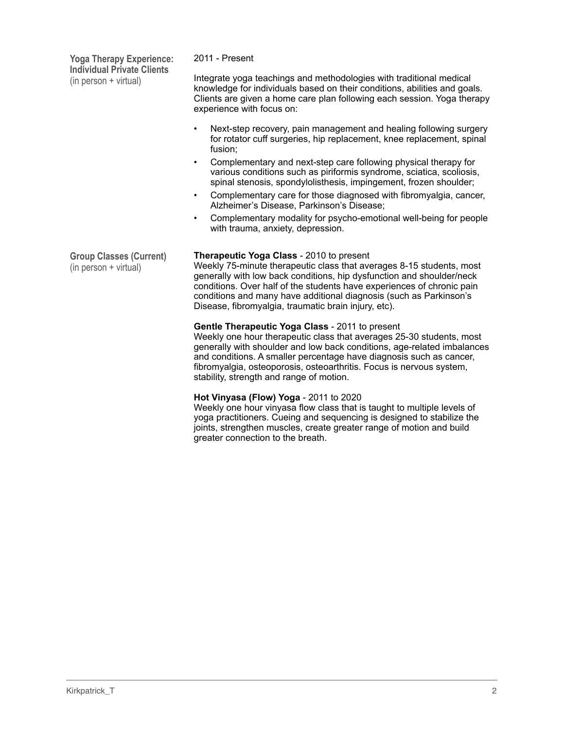## Yoga Therapy Experience: Individual Private Clients
(in person + virtual)

2011 - Present

Integrate yoga teachings and methodologies with traditional medical knowledge for individuals based on their conditions, abilities and goals. Clients are given a home care plan following each session. Yoga therapy experience with focus on:

- Next-step recovery, pain management and healing following surgery for rotator cuff surgeries, hip replacement, knee replacement, spinal fusion;
- Complementary and next-step care following physical therapy for various conditions such as piriformis syndrome, sciatica, scoliosis, spinal stenosis, spondylolisthesis, impingement, frozen shoulder;
- Complementary care for those diagnosed with fibromyalgia, cancer, Alzheimer's Disease, Parkinson's Disease;
- Complementary modality for psycho-emotional well-being for people with trauma, anxiety, depression.

## Group Classes (Current)
(in person + virtual)

**Therapeutic Yoga Class** - 2010 to present
Weekly 75-minute therapeutic class that averages 8-15 students, most generally with low back conditions, hip dysfunction and shoulder/neck conditions. Over half of the students have experiences of chronic pain conditions and many have additional diagnosis (such as Parkinson's Disease, fibromyalgia, traumatic brain injury, etc).

**Gentle Therapeutic Yoga Class** - 2011 to present
Weekly one hour therapeutic class that averages 25-30 students, most generally with shoulder and low back conditions, age-related imbalances and conditions. A smaller percentage have diagnosis such as cancer, fibromyalgia, osteoporosis, osteoarthritis. Focus is nervous system, stability, strength and range of motion.

**Hot Vinyasa (Flow) Yoga** - 2011 to 2020
Weekly one hour vinyasa flow class that is taught to multiple levels of yoga practitioners. Cueing and sequencing is designed to stabilize the joints, strengthen muscles, create greater range of motion and build greater connection to the breath.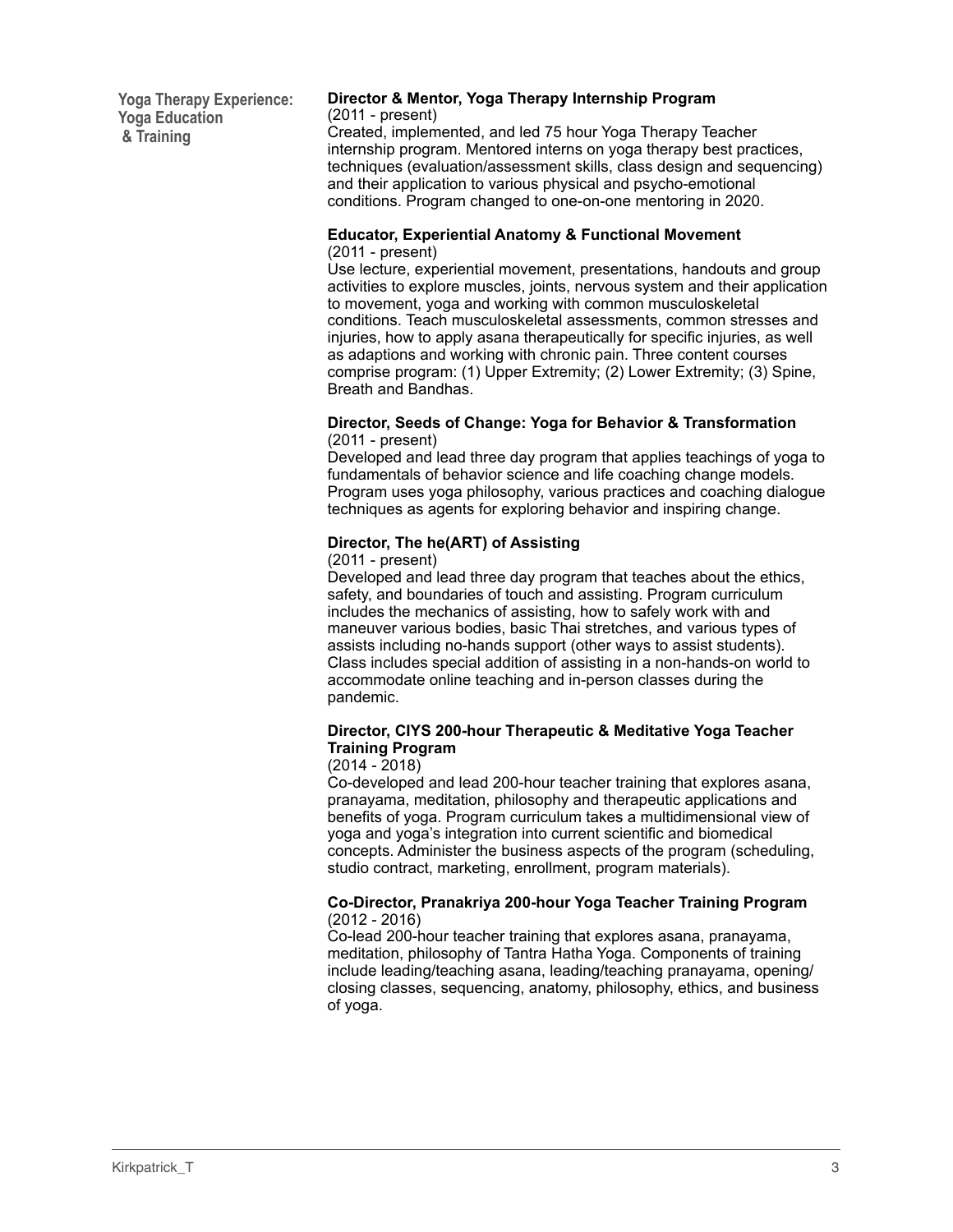## Yoga Therapy Experience: Yoga Education & Training

**Director & Mentor, Yoga Therapy Internship Program**
(2011 - present)
Created, implemented, and led 75 hour Yoga Therapy Teacher internship program. Mentored interns on yoga therapy best practices, techniques (evaluation/assessment skills, class design and sequencing) and their application to various physical and psycho-emotional conditions. Program changed to one-on-one mentoring in 2020.

**Educator, Experiential Anatomy & Functional Movement**
(2011 - present)
Use lecture, experiential movement, presentations, handouts and group activities to explore muscles, joints, nervous system and their application to movement, yoga and working with common musculoskeletal conditions. Teach musculoskeletal assessments, common stresses and injuries, how to apply asana therapeutically for specific injuries, as well as adaptions and working with chronic pain. Three content courses comprise program: (1) Upper Extremity; (2) Lower Extremity; (3) Spine, Breath and Bandhas.

**Director, Seeds of Change: Yoga for Behavior & Transformation**
(2011 - present)
Developed and lead three day program that applies teachings of yoga to fundamentals of behavior science and life coaching change models. Program uses yoga philosophy, various practices and coaching dialogue techniques as agents for exploring behavior and inspiring change.

**Director, The he(ART) of Assisting**
(2011 - present)
Developed and lead three day program that teaches about the ethics, safety, and boundaries of touch and assisting. Program curriculum includes the mechanics of assisting, how to safely work with and maneuver various bodies, basic Thai stretches, and various types of assists including no-hands support (other ways to assist students). Class includes special addition of assisting in a non-hands-on world to accommodate online teaching and in-person classes during the pandemic.

**Director, CIYS 200-hour Therapeutic & Meditative Yoga Teacher Training Program**
(2014 - 2018)
Co-developed and lead 200-hour teacher training that explores asana, pranayama, meditation, philosophy and therapeutic applications and benefits of yoga. Program curriculum takes a multidimensional view of yoga and yoga's integration into current scientific and biomedical concepts. Administer the business aspects of the program (scheduling, studio contract, marketing, enrollment, program materials).

**Co-Director, Pranakriya 200-hour Yoga Teacher Training Program**
(2012 - 2016)
Co-lead 200-hour teacher training that explores asana, pranayama, meditation, philosophy of Tantra Hatha Yoga. Components of training include leading/teaching asana, leading/teaching pranayama, opening/closing classes, sequencing, anatomy, philosophy, ethics, and business of yoga.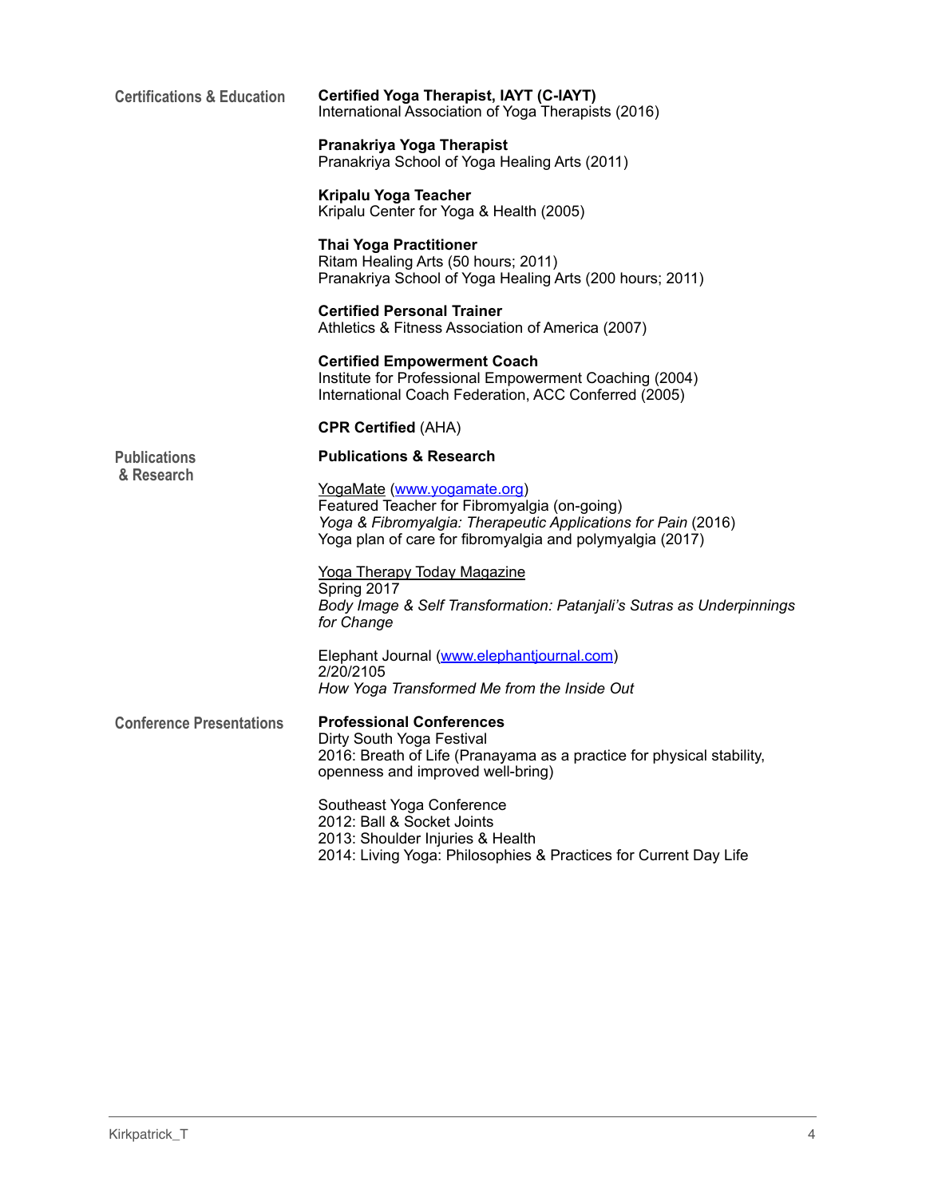## Certifications & Education

**Certified Yoga Therapist, IAYT (C-IAYT)**
International Association of Yoga Therapists (2016)

**Pranakriya Yoga Therapist**
Pranakriya School of Yoga Healing Arts (2011)

**Kripalu Yoga Teacher**
Kripalu Center for Yoga & Health (2005)

**Thai Yoga Practitioner**
Ritam Healing Arts (50 hours; 2011)
Pranakriya School of Yoga Healing Arts (200 hours; 2011)

**Certified Personal Trainer**
Athletics & Fitness Association of America (2007)

**Certified Empowerment Coach**
Institute for Professional Empowerment Coaching (2004)
International Coach Federation, ACC Conferred (2005)

**CPR Certified** (AHA)

## Publications & Research

**Publications & Research**

YogaMate (www.yogamate.org)
Featured Teacher for Fibromyalgia (on-going)
*Yoga & Fibromyalgia: Therapeutic Applications for Pain* (2016)
Yoga plan of care for fibromyalgia and polymyalgia (2017)

Yoga Therapy Today Magazine
Spring 2017
*Body Image & Self Transformation: Patanjali's Sutras as Underpinnings for Change*

Elephant Journal (www.elephantjournal.com)
2/20/2105
*How Yoga Transformed Me from the Inside Out*

## Conference Presentations

**Professional Conferences**
Dirty South Yoga Festival
2016: Breath of Life (Pranayama as a practice for physical stability, openness and improved well-bring)

Southeast Yoga Conference
2012: Ball & Socket Joints
2013: Shoulder Injuries & Health
2014: Living Yoga: Philosophies & Practices for Current Day Life